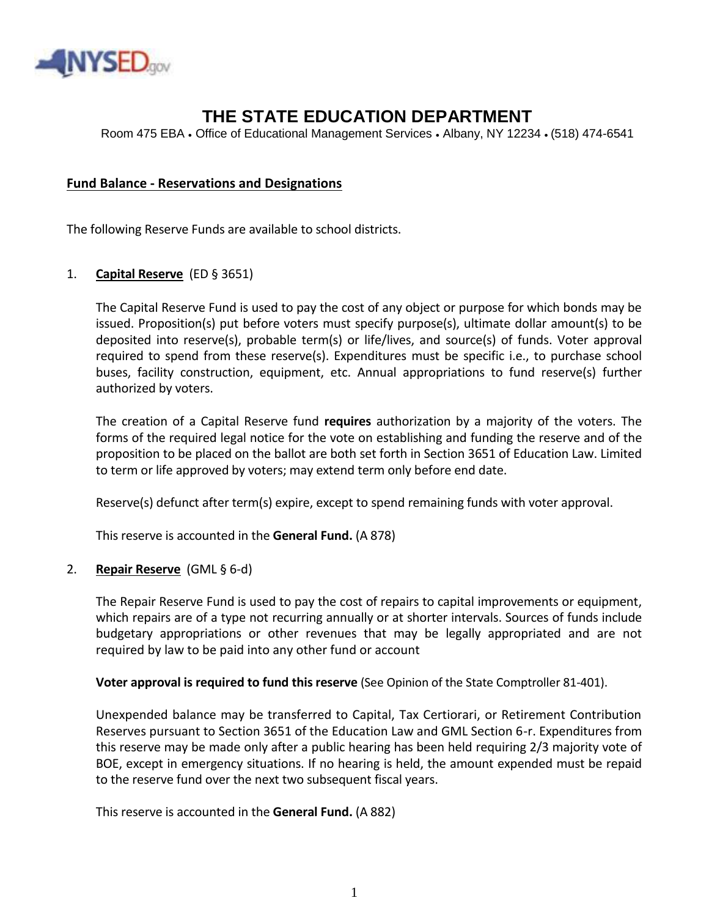# THE STATE EDUCATION DEPARTMENT

Room 475 EBA • Office of Educational Management Services • Albany, NY 12234 • (518) 474-6541

## Fund Balance - Reservations and Designations

The following Reserve Funds are available to school districts.

1. **Capital Reserve** (ED § 3651)

   The Capital Reserve Fund is used to pay the cost of any object or purpose for which bonds may be issued. Proposition(s) put before voters must specify purpose(s), ultimate dollar amount(s) to be deposited into reserve(s), probable term(s) or life/lives, and source(s) of funds. Voter approval required to spend from these reserve(s). Expenditures must be specific i.e., to purchase school buses, facility construction, equipment, etc. Annual appropriations to fund reserve(s) further authorized by voters.

   The creation of a Capital Reserve fund **requires** authorization by a majority of the voters. The forms of the required legal notice for the vote on establishing and funding the reserve and of the proposition to be placed on the ballot are both set forth in Section 3651 of Education Law. Limited to term or life approved by voters; may extend term only before end date.

   Reserve(s) defunct after term(s) expire, except to spend remaining funds with voter approval.

   This reserve is accounted in the **General Fund.** (A 878)

2. **Repair Reserve** (GML § 6-d)

   The Repair Reserve Fund is used to pay the cost of repairs to capital improvements or equipment, which repairs are of a type not recurring annually or at shorter intervals. Sources of funds include budgetary appropriations or other revenues that may be legally appropriated and are not required by law to be paid into any other fund or account

   **Voter approval is required to fund this reserve** (See Opinion of the State Comptroller 81-401).

   Unexpended balance may be transferred to Capital, Tax Certiorari, or Retirement Contribution Reserves pursuant to Section 3651 of the Education Law and GML Section 6-r. Expenditures from this reserve may be made only after a public hearing has been held requiring 2/3 majority vote of BOE, except in emergency situations. If no hearing is held, the amount expended must be repaid to the reserve fund over the next two subsequent fiscal years.

   This reserve is accounted in the **General Fund.** (A 882)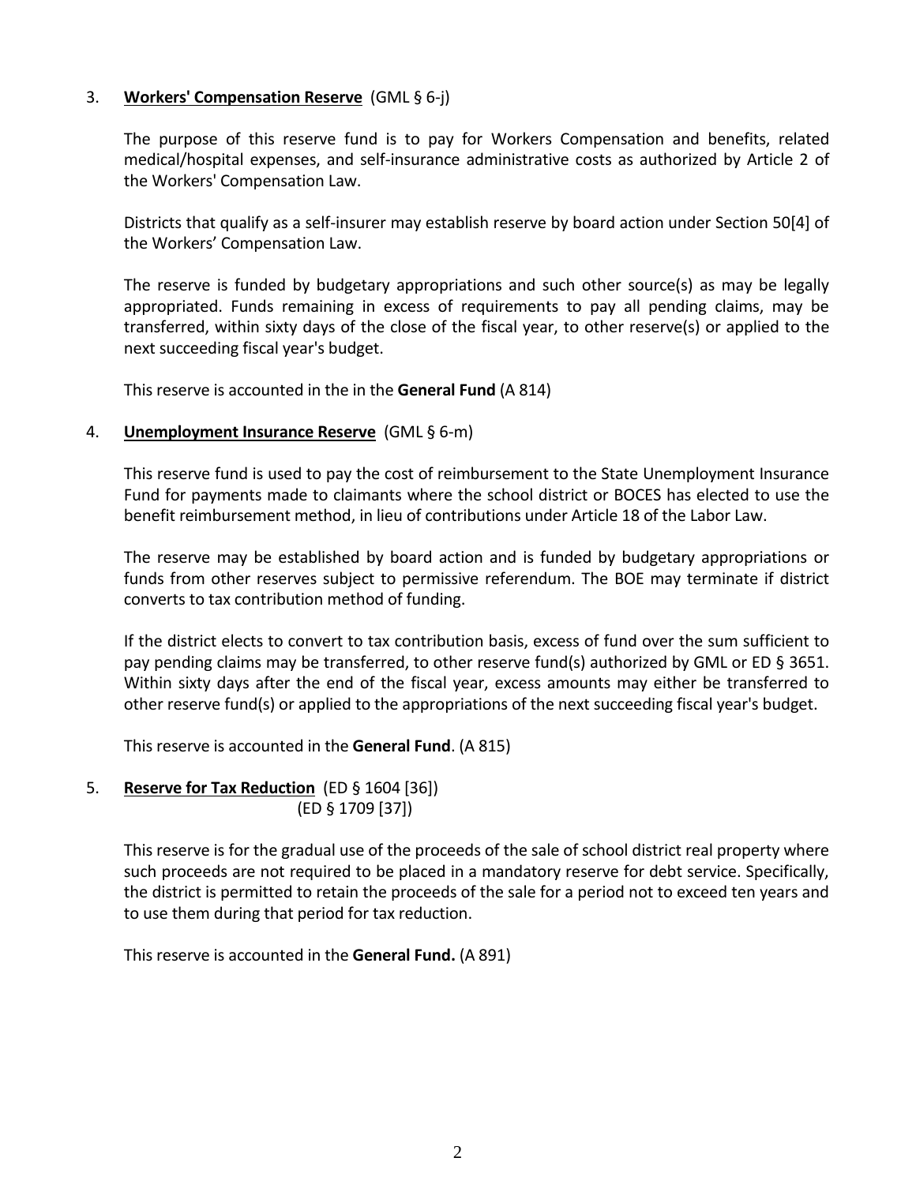3. **Workers' Compensation Reserve** (GML § 6-j)

   The purpose of this reserve fund is to pay for Workers Compensation and benefits, related medical/hospital expenses, and self-insurance administrative costs as authorized by Article 2 of the Workers' Compensation Law.

   Districts that qualify as a self-insurer may establish reserve by board action under Section 50[4] of the Workers' Compensation Law.

   The reserve is funded by budgetary appropriations and such other source(s) as may be legally appropriated. Funds remaining in excess of requirements to pay all pending claims, may be transferred, within sixty days of the close of the fiscal year, to other reserve(s) or applied to the next succeeding fiscal year's budget.

   This reserve is accounted in the in the **General Fund** (A 814)

4. **Unemployment Insurance Reserve** (GML § 6-m)

   This reserve fund is used to pay the cost of reimbursement to the State Unemployment Insurance Fund for payments made to claimants where the school district or BOCES has elected to use the benefit reimbursement method, in lieu of contributions under Article 18 of the Labor Law.

   The reserve may be established by board action and is funded by budgetary appropriations or funds from other reserves subject to permissive referendum. The BOE may terminate if district converts to tax contribution method of funding.

   If the district elects to convert to tax contribution basis, excess of fund over the sum sufficient to pay pending claims may be transferred, to other reserve fund(s) authorized by GML or ED § 3651. Within sixty days after the end of the fiscal year, excess amounts may either be transferred to other reserve fund(s) or applied to the appropriations of the next succeeding fiscal year's budget.

   This reserve is accounted in the **General Fund**. (A 815)

5. **Reserve for Tax Reduction** (ED § 1604 [36])
   (ED § 1709 [37])

   This reserve is for the gradual use of the proceeds of the sale of school district real property where such proceeds are not required to be placed in a mandatory reserve for debt service. Specifically, the district is permitted to retain the proceeds of the sale for a period not to exceed ten years and to use them during that period for tax reduction.

   This reserve is accounted in the **General Fund.** (A 891)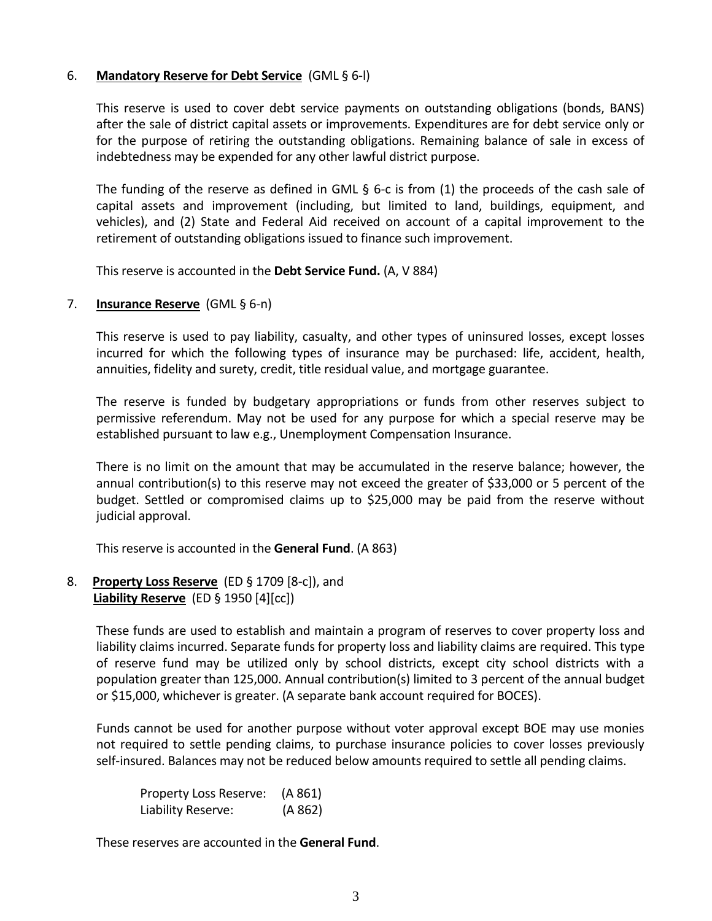6. **Mandatory Reserve for Debt Service** (GML § 6-l)

   This reserve is used to cover debt service payments on outstanding obligations (bonds, BANS) after the sale of district capital assets or improvements. Expenditures are for debt service only or for the purpose of retiring the outstanding obligations. Remaining balance of sale in excess of indebtedness may be expended for any other lawful district purpose.

   The funding of the reserve as defined in GML § 6-c is from (1) the proceeds of the cash sale of capital assets and improvement (including, but not limited to land, buildings, equipment, and vehicles), and (2) State and Federal Aid received on account of a capital improvement to the retirement of outstanding obligations issued to finance such improvement.

   This reserve is accounted in the **Debt Service Fund.** (A, V 884)

7. **Insurance Reserve** (GML § 6-n)

   This reserve is used to pay liability, casualty, and other types of uninsured losses, except losses incurred for which the following types of insurance may be purchased: life, accident, health, annuities, fidelity and surety, credit, title residual value, and mortgage guarantee.

   The reserve is funded by budgetary appropriations or funds from other reserves subject to permissive referendum. May not be used for any purpose for which a special reserve may be established pursuant to law e.g., Unemployment Compensation Insurance.

   There is no limit on the amount that may be accumulated in the reserve balance; however, the annual contribution(s) to this reserve may not exceed the greater of $33,000 or 5 percent of the budget. Settled or compromised claims up to $25,000 may be paid from the reserve without judicial approval.

   This reserve is accounted in the **General Fund**. (A 863)

8. **Property Loss Reserve** (ED § 1709 [8-c]), and
   **Liability Reserve** (ED § 1950 [4][cc])

   These funds are used to establish and maintain a program of reserves to cover property loss and liability claims incurred. Separate funds for property loss and liability claims are required. This type of reserve fund may be utilized only by school districts, except city school districts with a population greater than 125,000. Annual contribution(s) limited to 3 percent of the annual budget or $15,000, whichever is greater. (A separate bank account required for BOCES).

   Funds cannot be used for another purpose without voter approval except BOE may use monies not required to settle pending claims, to purchase insurance policies to cover losses previously self-insured. Balances may not be reduced below amounts required to settle all pending claims.

   Property Loss Reserve: (A 861)
   Liability Reserve: (A 862)

   These reserves are accounted in the **General Fund**.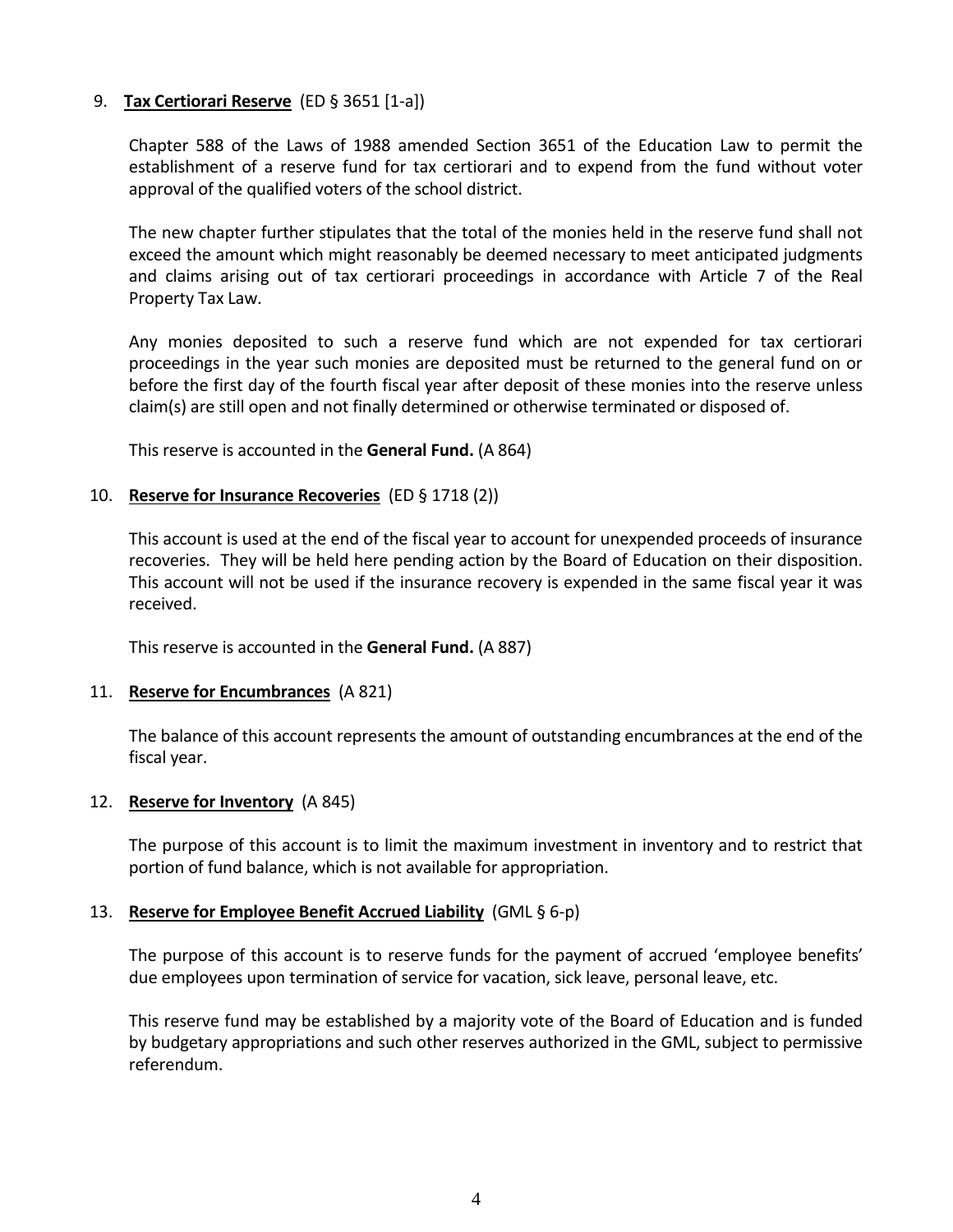9. **Tax Certiorari Reserve** (ED § 3651 [1-a])

   Chapter 588 of the Laws of 1988 amended Section 3651 of the Education Law to permit the establishment of a reserve fund for tax certiorari and to expend from the fund without voter approval of the qualified voters of the school district.

   The new chapter further stipulates that the total of the monies held in the reserve fund shall not exceed the amount which might reasonably be deemed necessary to meet anticipated judgments and claims arising out of tax certiorari proceedings in accordance with Article 7 of the Real Property Tax Law.

   Any monies deposited to such a reserve fund which are not expended for tax certiorari proceedings in the year such monies are deposited must be returned to the general fund on or before the first day of the fourth fiscal year after deposit of these monies into the reserve unless claim(s) are still open and not finally determined or otherwise terminated or disposed of.

   This reserve is accounted in the **General Fund.** (A 864)

10. **Reserve for Insurance Recoveries** (ED § 1718 (2))

    This account is used at the end of the fiscal year to account for unexpended proceeds of insurance recoveries. They will be held here pending action by the Board of Education on their disposition. This account will not be used if the insurance recovery is expended in the same fiscal year it was received.

    This reserve is accounted in the **General Fund.** (A 887)

11. **Reserve for Encumbrances** (A 821)

    The balance of this account represents the amount of outstanding encumbrances at the end of the fiscal year.

12. **Reserve for Inventory** (A 845)

    The purpose of this account is to limit the maximum investment in inventory and to restrict that portion of fund balance, which is not available for appropriation.

13. **Reserve for Employee Benefit Accrued Liability** (GML § 6-p)

    The purpose of this account is to reserve funds for the payment of accrued 'employee benefits' due employees upon termination of service for vacation, sick leave, personal leave, etc.

    This reserve fund may be established by a majority vote of the Board of Education and is funded by budgetary appropriations and such other reserves authorized in the GML, subject to permissive referendum.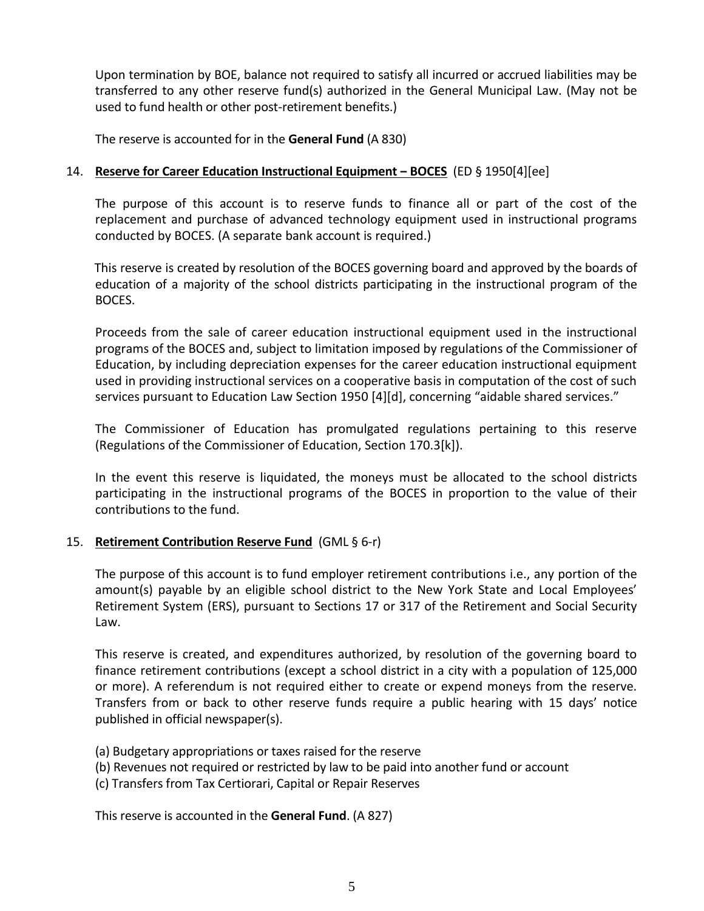Upon termination by BOE, balance not required to satisfy all incurred or accrued liabilities may be transferred to any other reserve fund(s) authorized in the General Municipal Law. (May not be used to fund health or other post-retirement benefits.)

The reserve is accounted for in the **General Fund** (A 830)

14. **Reserve for Career Education Instructional Equipment – BOCES** (ED § 1950[4][ee]

    The purpose of this account is to reserve funds to finance all or part of the cost of the replacement and purchase of advanced technology equipment used in instructional programs conducted by BOCES. (A separate bank account is required.)

    This reserve is created by resolution of the BOCES governing board and approved by the boards of education of a majority of the school districts participating in the instructional program of the BOCES.

    Proceeds from the sale of career education instructional equipment used in the instructional programs of the BOCES and, subject to limitation imposed by regulations of the Commissioner of Education, by including depreciation expenses for the career education instructional equipment used in providing instructional services on a cooperative basis in computation of the cost of such services pursuant to Education Law Section 1950 [4][d], concerning "aidable shared services."

    The Commissioner of Education has promulgated regulations pertaining to this reserve (Regulations of the Commissioner of Education, Section 170.3[k]).

    In the event this reserve is liquidated, the moneys must be allocated to the school districts participating in the instructional programs of the BOCES in proportion to the value of their contributions to the fund.

15. **Retirement Contribution Reserve Fund** (GML § 6-r)

    The purpose of this account is to fund employer retirement contributions i.e., any portion of the amount(s) payable by an eligible school district to the New York State and Local Employees' Retirement System (ERS), pursuant to Sections 17 or 317 of the Retirement and Social Security Law.

    This reserve is created, and expenditures authorized, by resolution of the governing board to finance retirement contributions (except a school district in a city with a population of 125,000 or more). A referendum is not required either to create or expend moneys from the reserve. Transfers from or back to other reserve funds require a public hearing with 15 days' notice published in official newspaper(s).

    (a) Budgetary appropriations or taxes raised for the reserve
    (b) Revenues not required or restricted by law to be paid into another fund or account
    (c) Transfers from Tax Certiorari, Capital or Repair Reserves

    This reserve is accounted in the **General Fund**. (A 827)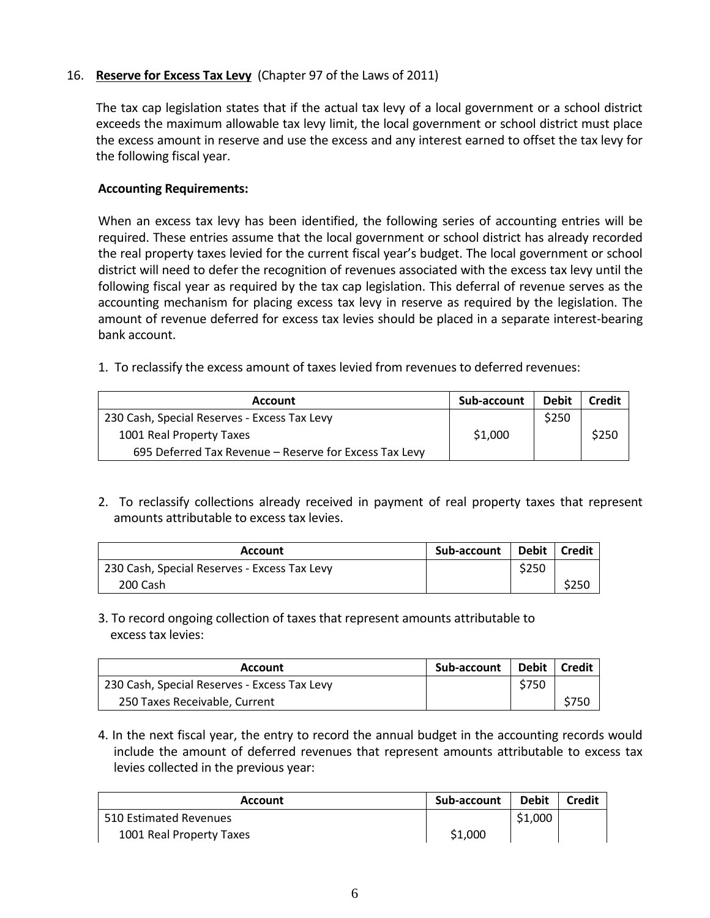16. **Reserve for Excess Tax Levy** (Chapter 97 of the Laws of 2011)

The tax cap legislation states that if the actual tax levy of a local government or a school district exceeds the maximum allowable tax levy limit, the local government or school district must place the excess amount in reserve and use the excess and any interest earned to offset the tax levy for the following fiscal year.

**Accounting Requirements:**

When an excess tax levy has been identified, the following series of accounting entries will be required. These entries assume that the local government or school district has already recorded the real property taxes levied for the current fiscal year's budget. The local government or school district will need to defer the recognition of revenues associated with the excess tax levy until the following fiscal year as required by the tax cap legislation. This deferral of revenue serves as the accounting mechanism for placing excess tax levy in reserve as required by the legislation. The amount of revenue deferred for excess tax levies should be placed in a separate interest-bearing bank account.

1. To reclassify the excess amount of taxes levied from revenues to deferred revenues:

| Account | Sub-account | Debit | Credit |
|---|---|---|---|
| 230 Cash, Special Reserves - Excess Tax Levy | | $250 | |
| 1001 Real Property Taxes | $1,000 | | $250 |
| 695 Deferred Tax Revenue – Reserve for Excess Tax Levy | | | |

2. To reclassify collections already received in payment of real property taxes that represent amounts attributable to excess tax levies.

| Account | Sub-account | Debit | Credit |
|---|---|---|---|
| 230 Cash, Special Reserves - Excess Tax Levy | | $250 | |
| 200 Cash | | | $250 |

3. To record ongoing collection of taxes that represent amounts attributable to excess tax levies:

| Account | Sub-account | Debit | Credit |
|---|---|---|---|
| 230 Cash, Special Reserves - Excess Tax Levy | | $750 | |
| 250 Taxes Receivable, Current | | | $750 |

4. In the next fiscal year, the entry to record the annual budget in the accounting records would include the amount of deferred revenues that represent amounts attributable to excess tax levies collected in the previous year:

| Account | Sub-account | Debit | Credit |
|---|---|---|---|
| 510 Estimated Revenues | | $1,000 | |
| 1001 Real Property Taxes | $1,000 | | |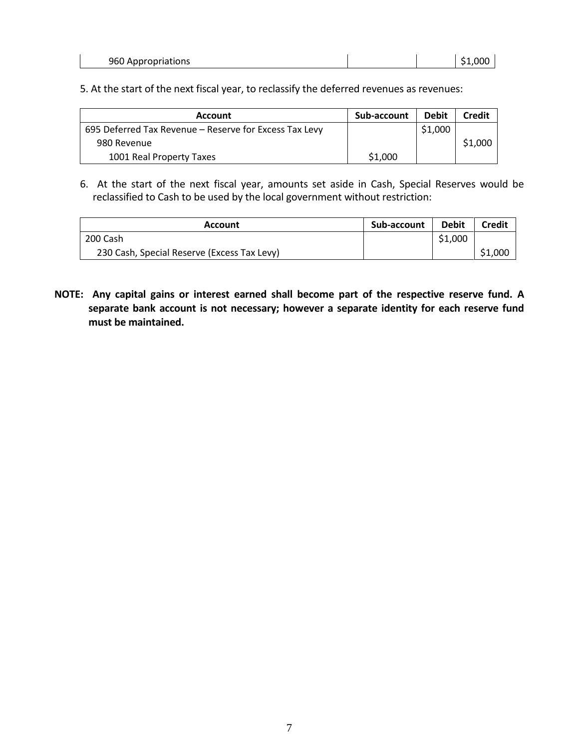| | | | |
|---|---|---|---|
| 960 Appropriations | | | $1,000 |

5. At the start of the next fiscal year, to reclassify the deferred revenues as revenues:

| Account | Sub-account | Debit | Credit |
|---|---|---|---|
| 695 Deferred Tax Revenue – Reserve for Excess Tax Levy | | $1,000 | |
| 980 Revenue | | | $1,000 |
| 1001 Real Property Taxes | $1,000 | | |

6. At the start of the next fiscal year, amounts set aside in Cash, Special Reserves would be reclassified to Cash to be used by the local government without restriction:

| Account | Sub-account | Debit | Credit |
|---|---|---|---|
| 200 Cash | | $1,000 | |
| 230 Cash, Special Reserve (Excess Tax Levy) | | | $1,000 |

**NOTE: Any capital gains or interest earned shall become part of the respective reserve fund. A separate bank account is not necessary; however a separate identity for each reserve fund must be maintained.**